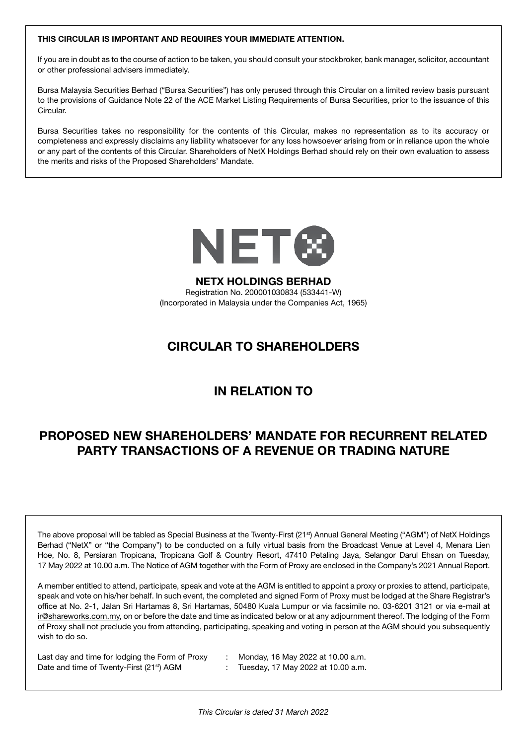**THIS CIRCULAR IS IMPORTANT AND REQUIRES YOUR IMMEDIATE ATTENTION.**

If you are in doubt as to the course of action to be taken, you should consult your stockbroker, bank manager, solicitor, accountant or other professional advisers immediately.

Bursa Malaysia Securities Berhad ("Bursa Securities") has only perused through this Circular on a limited review basis pursuant to the provisions of Guidance Note 22 of the ACE Market Listing Requirements of Bursa Securities, prior to the issuance of this Circular.

Bursa Securities takes no responsibility for the contents of this Circular, makes no representation as to its accuracy or completeness and expressly disclaims any liability whatsoever for any loss howsoever arising from or in reliance upon the whole or any part of the contents of this Circular. Shareholders of NetX Holdings Berhad should rely on their own evaluation to assess the merits and risks of the Proposed Shareholders' Mandate.

**NETX HOLDINGS BERHAD**
Registration No. 200001030834 (533441-W)
(Incorporated in Malaysia under the Companies Act, 1965)

# CIRCULAR TO SHAREHOLDERS

# IN RELATION TO

# PROPOSED NEW SHAREHOLDERS' MANDATE FOR RECURRENT RELATED PARTY TRANSACTIONS OF A REVENUE OR TRADING NATURE

The above proposal will be tabled as Special Business at the Twenty-First (21st) Annual General Meeting ("AGM") of NetX Holdings Berhad ("NetX" or "the Company") to be conducted on a fully virtual basis from the Broadcast Venue at Level 4, Menara Lien Hoe, No. 8, Persiaran Tropicana, Tropicana Golf & Country Resort, 47410 Petaling Jaya, Selangor Darul Ehsan on Tuesday, 17 May 2022 at 10.00 a.m. The Notice of AGM together with the Form of Proxy are enclosed in the Company's 2021 Annual Report.

A member entitled to attend, participate, speak and vote at the AGM is entitled to appoint a proxy or proxies to attend, participate, speak and vote on his/her behalf. In such event, the completed and signed Form of Proxy must be lodged at the Share Registrar's office at No. 2-1, Jalan Sri Hartamas 8, Sri Hartamas, 50480 Kuala Lumpur or via facsimile no. 03-6201 3121 or via e-mail at ir@shareworks.com.my, on or before the date and time as indicated below or at any adjournment thereof. The lodging of the Form of Proxy shall not preclude you from attending, participating, speaking and voting in person at the AGM should you subsequently wish to do so.

| | | |
|---|---|---|
| Last day and time for lodging the Form of Proxy | : | Monday, 16 May 2022 at 10.00 a.m. |
| Date and time of Twenty-First (21st) AGM | : | Tuesday, 17 May 2022 at 10.00 a.m. |

*This Circular is dated 31 March 2022*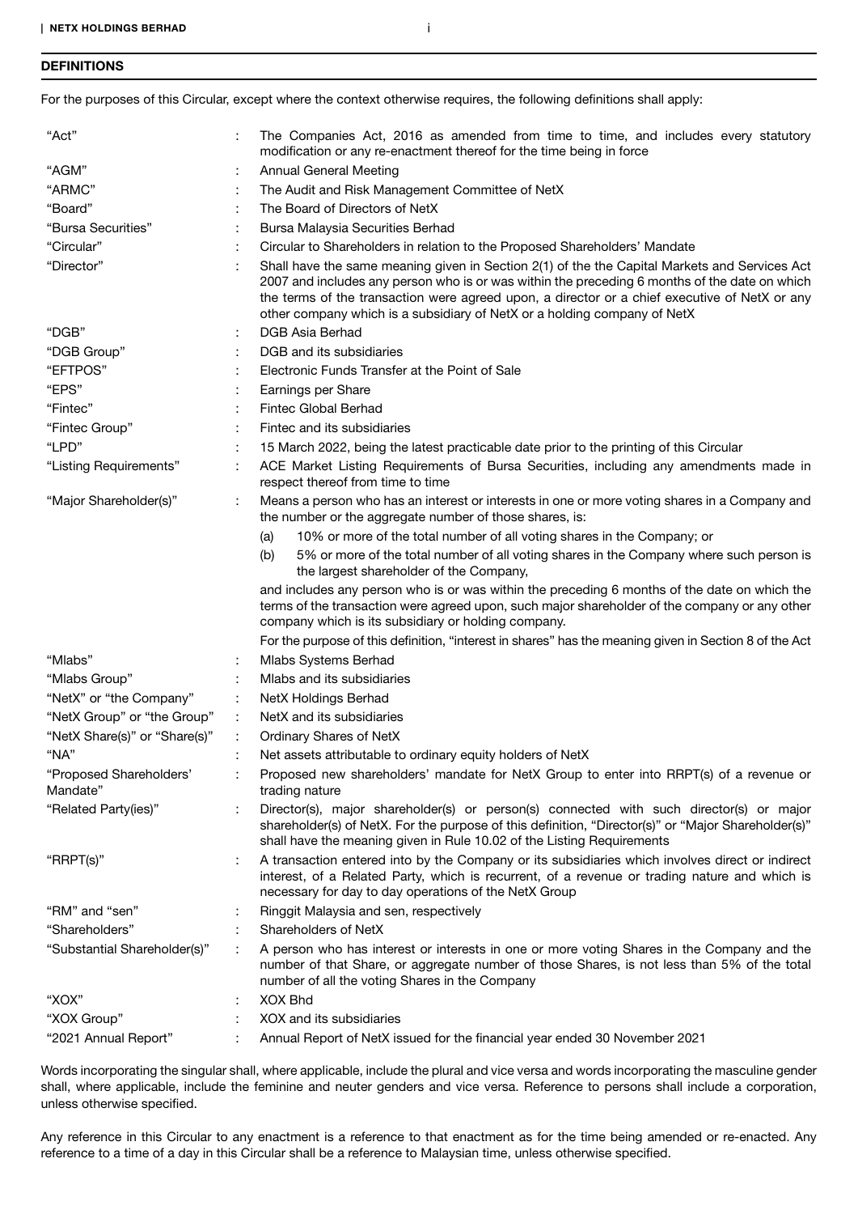## DEFINITIONS

For the purposes of this Circular, except where the context otherwise requires, the following definitions shall apply:

| | | |
|---|---|---|
| "Act" | : | The Companies Act, 2016 as amended from time to time, and includes every statutory modification or any re-enactment thereof for the time being in force |
| "AGM" | : | Annual General Meeting |
| "ARMC" | : | The Audit and Risk Management Committee of NetX |
| "Board" | : | The Board of Directors of NetX |
| "Bursa Securities" | : | Bursa Malaysia Securities Berhad |
| "Circular" | : | Circular to Shareholders in relation to the Proposed Shareholders' Mandate |
| "Director" | : | Shall have the same meaning given in Section 2(1) of the the Capital Markets and Services Act 2007 and includes any person who is or was within the preceding 6 months of the date on which the terms of the transaction were agreed upon, a director or a chief executive of NetX or any other company which is a subsidiary of NetX or a holding company of NetX |
| "DGB" | : | DGB Asia Berhad |
| "DGB Group" | : | DGB and its subsidiaries |
| "EFTPOS" | : | Electronic Funds Transfer at the Point of Sale |
| "EPS" | : | Earnings per Share |
| "Fintec" | : | Fintec Global Berhad |
| "Fintec Group" | : | Fintec and its subsidiaries |
| "LPD" | : | 15 March 2022, being the latest practicable date prior to the printing of this Circular |
| "Listing Requirements" | : | ACE Market Listing Requirements of Bursa Securities, including any amendments made in respect thereof from time to time |
| "Major Shareholder(s)" | : | Means a person who has an interest or interests in one or more voting shares in a Company and the number or the aggregate number of those shares, is:<br>(a) 10% or more of the total number of all voting shares in the Company; or<br>(b) 5% or more of the total number of all voting shares in the Company where such person is the largest shareholder of the Company,<br>and includes any person who is or was within the preceding 6 months of the date on which the terms of the transaction were agreed upon, such major shareholder of the company or any other company which is its subsidiary or holding company.<br>For the purpose of this definition, "interest in shares" has the meaning given in Section 8 of the Act |
| "Mlabs" | : | Mlabs Systems Berhad |
| "Mlabs Group" | : | Mlabs and its subsidiaries |
| "NetX" or "the Company" | : | NetX Holdings Berhad |
| "NetX Group" or "the Group" | : | NetX and its subsidiaries |
| "NetX Share(s)" or "Share(s)" | : | Ordinary Shares of NetX |
| "NA" | : | Net assets attributable to ordinary equity holders of NetX |
| "Proposed Shareholders' Mandate" | : | Proposed new shareholders' mandate for NetX Group to enter into RRPT(s) of a revenue or trading nature |
| "Related Party(ies)" | : | Director(s), major shareholder(s) or person(s) connected with such director(s) or major shareholder(s) of NetX. For the purpose of this definition, "Director(s)" or "Major Shareholder(s)" shall have the meaning given in Rule 10.02 of the Listing Requirements |
| "RRPT(s)" | : | A transaction entered into by the Company or its subsidiaries which involves direct or indirect interest, of a Related Party, which is recurrent, of a revenue or trading nature and which is necessary for day to day operations of the NetX Group |
| "RM" and "sen" | : | Ringgit Malaysia and sen, respectively |
| "Shareholders" | : | Shareholders of NetX |
| "Substantial Shareholder(s)" | : | A person who has interest or interests in one or more voting Shares in the Company and the number of that Share, or aggregate number of those Shares, is not less than 5% of the total number of all the voting Shares in the Company |
| "XOX" | : | XOX Bhd |
| "XOX Group" | : | XOX and its subsidiaries |
| "2021 Annual Report" | : | Annual Report of NetX issued for the financial year ended 30 November 2021 |

Words incorporating the singular shall, where applicable, include the plural and vice versa and words incorporating the masculine gender shall, where applicable, include the feminine and neuter genders and vice versa. Reference to persons shall include a corporation, unless otherwise specified.

Any reference in this Circular to any enactment is a reference to that enactment as for the time being amended or re-enacted. Any reference to a time of a day in this Circular shall be a reference to Malaysian time, unless otherwise specified.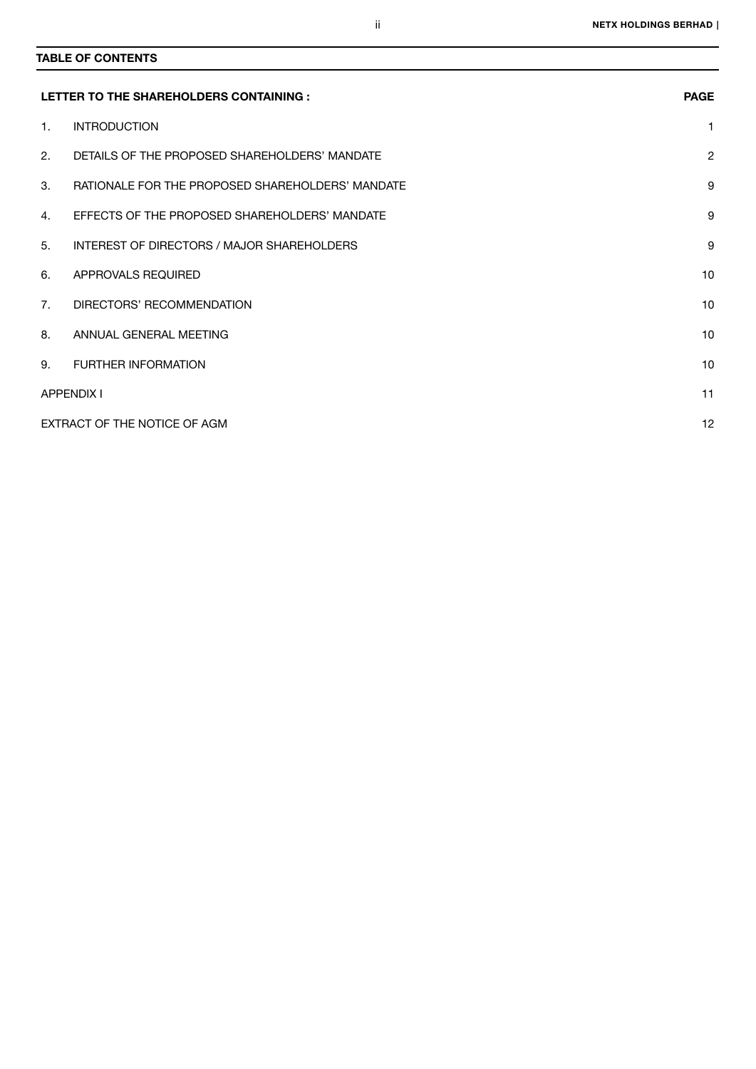**TABLE OF CONTENTS**

| LETTER TO THE SHAREHOLDERS CONTAINING : | | PAGE |
|---|---|---|
| 1. | INTRODUCTION | 1 |
| 2. | DETAILS OF THE PROPOSED SHAREHOLDERS' MANDATE | 2 |
| 3. | RATIONALE FOR THE PROPOSED SHAREHOLDERS' MANDATE | 9 |
| 4. | EFFECTS OF THE PROPOSED SHAREHOLDERS' MANDATE | 9 |
| 5. | INTEREST OF DIRECTORS / MAJOR SHAREHOLDERS | 9 |
| 6. | APPROVALS REQUIRED | 10 |
| 7. | DIRECTORS' RECOMMENDATION | 10 |
| 8. | ANNUAL GENERAL MEETING | 10 |
| 9. | FURTHER INFORMATION | 10 |
| APPENDIX I | | 11 |
| EXTRACT OF THE NOTICE OF AGM | | 12 |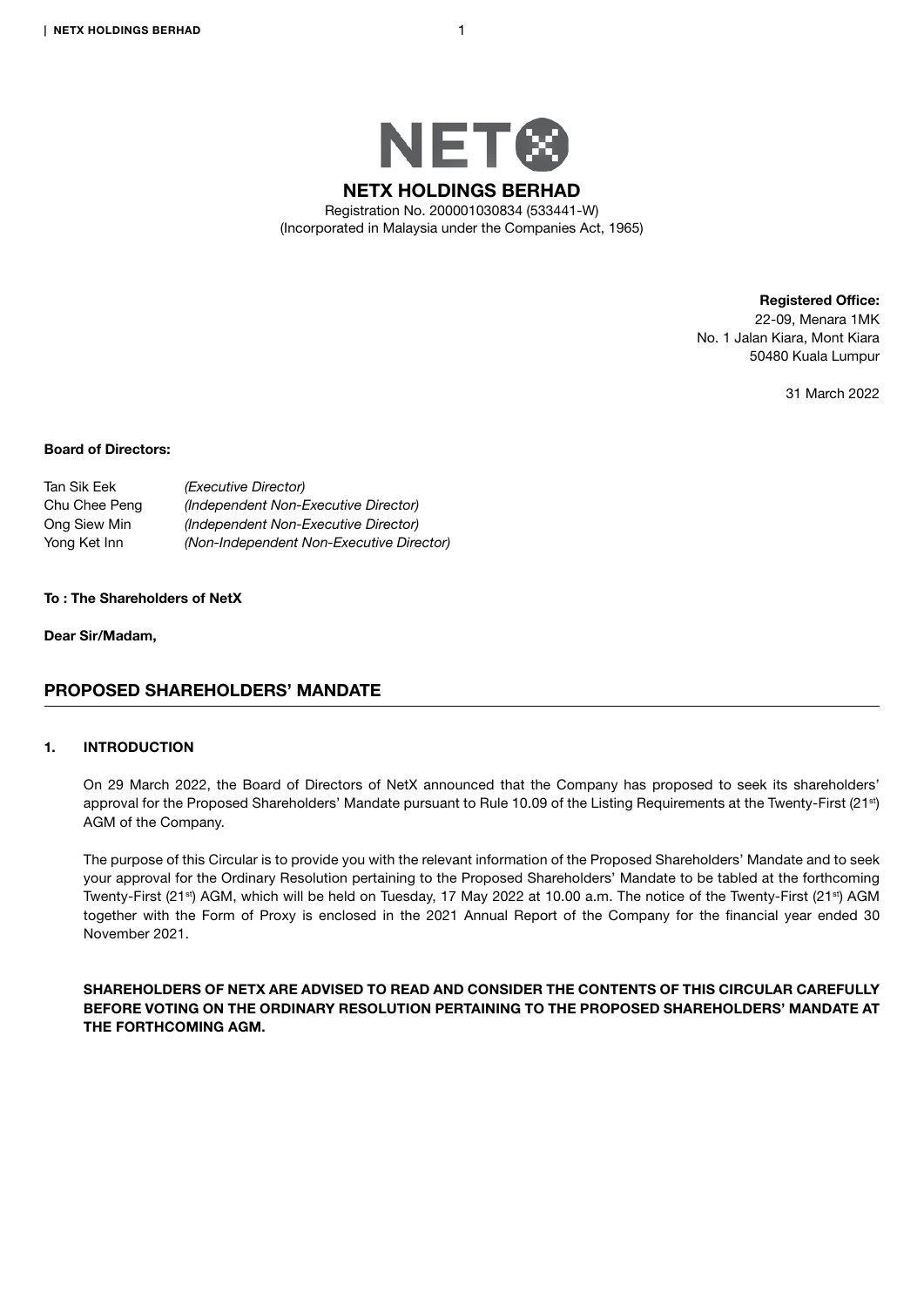# NETX HOLDINGS BERHAD

Registration No. 200001030834 (533441-W)
(Incorporated in Malaysia under the Companies Act, 1965)

**Registered Office:**
22-09, Menara 1MK
No. 1 Jalan Kiara, Mont Kiara
50480 Kuala Lumpur

31 March 2022

**Board of Directors:**

Tan Sik Eek *(Executive Director)*
Chu Chee Peng *(Independent Non-Executive Director)*
Ong Siew Min *(Independent Non-Executive Director)*
Yong Ket Inn *(Non-Independent Non-Executive Director)*

**To : The Shareholders of NetX**

**Dear Sir/Madam,**

## PROPOSED SHAREHOLDERS' MANDATE

### 1. INTRODUCTION

On 29 March 2022, the Board of Directors of NetX announced that the Company has proposed to seek its shareholders' approval for the Proposed Shareholders' Mandate pursuant to Rule 10.09 of the Listing Requirements at the Twenty-First (21st) AGM of the Company.

The purpose of this Circular is to provide you with the relevant information of the Proposed Shareholders' Mandate and to seek your approval for the Ordinary Resolution pertaining to the Proposed Shareholders' Mandate to be tabled at the forthcoming Twenty-First (21st) AGM, which will be held on Tuesday, 17 May 2022 at 10.00 a.m. The notice of the Twenty-First (21st) AGM together with the Form of Proxy is enclosed in the 2021 Annual Report of the Company for the financial year ended 30 November 2021.

**SHAREHOLDERS OF NETX ARE ADVISED TO READ AND CONSIDER THE CONTENTS OF THIS CIRCULAR CAREFULLY BEFORE VOTING ON THE ORDINARY RESOLUTION PERTAINING TO THE PROPOSED SHAREHOLDERS' MANDATE AT THE FORTHCOMING AGM.**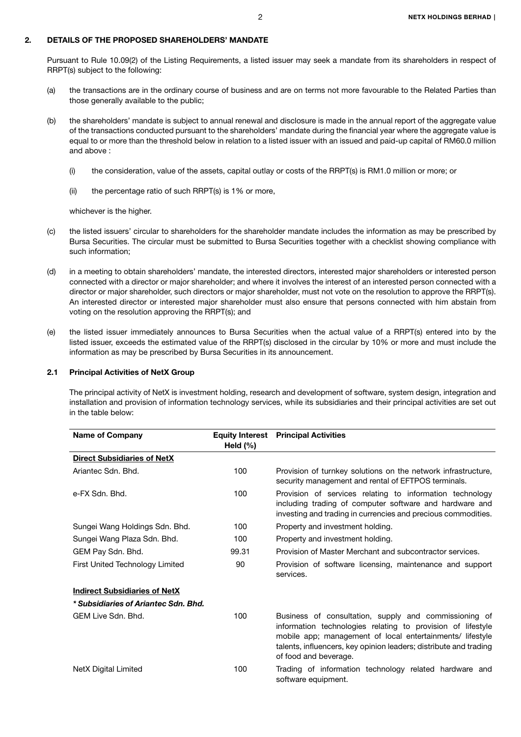## 2. DETAILS OF THE PROPOSED SHAREHOLDERS' MANDATE

Pursuant to Rule 10.09(2) of the Listing Requirements, a listed issuer may seek a mandate from its shareholders in respect of RRPT(s) subject to the following:

(a) the transactions are in the ordinary course of business and are on terms not more favourable to the Related Parties than those generally available to the public;

(b) the shareholders' mandate is subject to annual renewal and disclosure is made in the annual report of the aggregate value of the transactions conducted pursuant to the shareholders' mandate during the financial year where the aggregate value is equal to or more than the threshold below in relation to a listed issuer with an issued and paid-up capital of RM60.0 million and above :

   (i) the consideration, value of the assets, capital outlay or costs of the RRPT(s) is RM1.0 million or more; or

   (ii) the percentage ratio of such RRPT(s) is 1% or more,

   whichever is the higher.

(c) the listed issuers' circular to shareholders for the shareholder mandate includes the information as may be prescribed by Bursa Securities. The circular must be submitted to Bursa Securities together with a checklist showing compliance with such information;

(d) in a meeting to obtain shareholders' mandate, the interested directors, interested major shareholders or interested person connected with a director or major shareholder; and where it involves the interest of an interested person connected with a director or major shareholder, such directors or major shareholder, must not vote on the resolution to approve the RRPT(s). An interested director or interested major shareholder must also ensure that persons connected with him abstain from voting on the resolution approving the RRPT(s); and

(e) the listed issuer immediately announces to Bursa Securities when the actual value of a RRPT(s) entered into by the listed issuer, exceeds the estimated value of the RRPT(s) disclosed in the circular by 10% or more and must include the information as may be prescribed by Bursa Securities in its announcement.

### 2.1 Principal Activities of NetX Group

The principal activity of NetX is investment holding, research and development of software, system design, integration and installation and provision of information technology services, while its subsidiaries and their principal activities are set out in the table below:

| Name of Company | Equity Interest Held (%) | Principal Activities |
|---|---|---|
| **Direct Subsidiaries of NetX** | | |
| Ariantec Sdn. Bhd. | 100 | Provision of turnkey solutions on the network infrastructure, security management and rental of EFTPOS terminals. |
| e-FX Sdn. Bhd. | 100 | Provision of services relating to information technology including trading of computer software and hardware and investing and trading in currencies and precious commodities. |
| Sungei Wang Holdings Sdn. Bhd. | 100 | Property and investment holding. |
| Sungei Wang Plaza Sdn. Bhd. | 100 | Property and investment holding. |
| GEM Pay Sdn. Bhd. | 99.31 | Provision of Master Merchant and subcontractor services. |
| First United Technology Limited | 90 | Provision of software licensing, maintenance and support services. |
| **Indirect Subsidiaries of NetX** | | |
| ***\* Subsidiaries of Ariantec Sdn. Bhd.*** | | |
| GEM Live Sdn. Bhd. | 100 | Business of consultation, supply and commissioning of information technologies relating to provision of lifestyle mobile app; management of local entertainments/ lifestyle talents, influencers, key opinion leaders; distribute and trading of food and beverage. |
| NetX Digital Limited | 100 | Trading of information technology related hardware and software equipment. |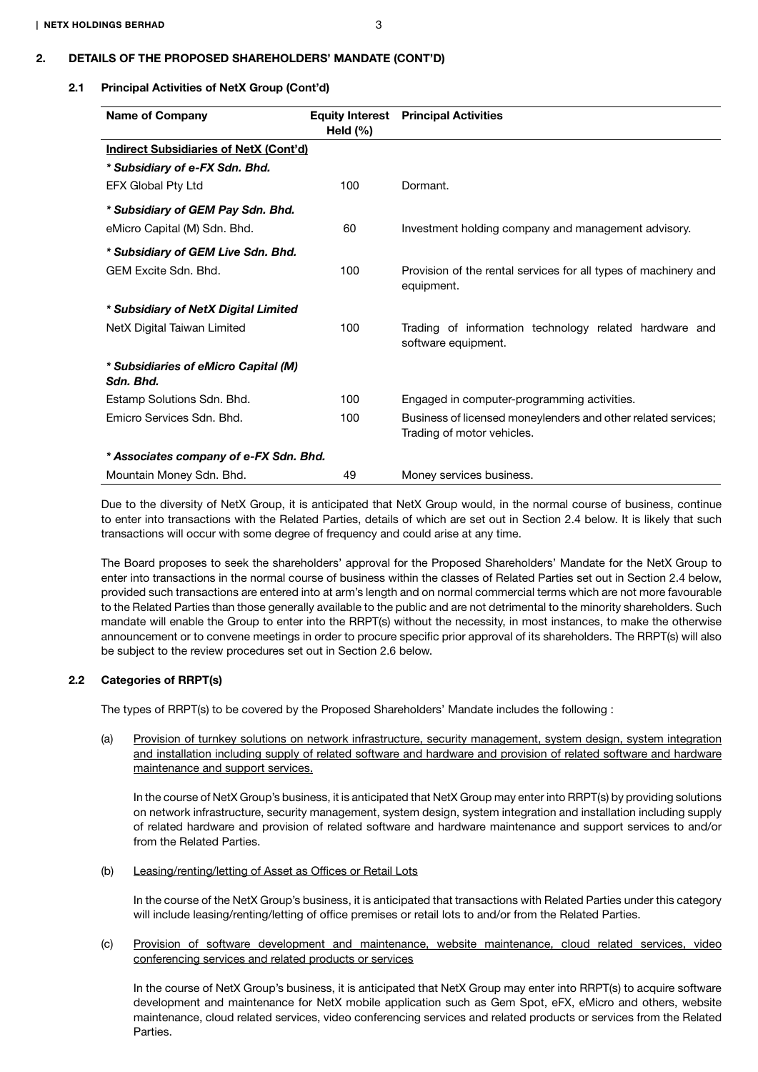## 2. DETAILS OF THE PROPOSED SHAREHOLDERS' MANDATE (CONT'D)

### 2.1 Principal Activities of NetX Group (Cont'd)

| Name of Company | Equity Interest Held (%) | Principal Activities |
|---|---|---|
| **Indirect Subsidiaries of NetX (Cont'd)** | | |
| ***\* Subsidiary of e-FX Sdn. Bhd.*** | | |
| EFX Global Pty Ltd | 100 | Dormant. |
| ***\* Subsidiary of GEM Pay Sdn. Bhd.*** | | |
| eMicro Capital (M) Sdn. Bhd. | 60 | Investment holding company and management advisory. |
| ***\* Subsidiary of GEM Live Sdn. Bhd.*** | | |
| GEM Excite Sdn. Bhd. | 100 | Provision of the rental services for all types of machinery and equipment. |
| ***\* Subsidiary of NetX Digital Limited*** | | |
| NetX Digital Taiwan Limited | 100 | Trading of information technology related hardware and software equipment. |
| ***\* Subsidiaries of eMicro Capital (M) Sdn. Bhd.*** | | |
| Estamp Solutions Sdn. Bhd. | 100 | Engaged in computer-programming activities. |
| Emicro Services Sdn. Bhd. | 100 | Business of licensed moneylenders and other related services; Trading of motor vehicles. |
| ***\* Associates company of e-FX Sdn. Bhd.*** | | |
| Mountain Money Sdn. Bhd. | 49 | Money services business. |

Due to the diversity of NetX Group, it is anticipated that NetX Group would, in the normal course of business, continue to enter into transactions with the Related Parties, details of which are set out in Section 2.4 below. It is likely that such transactions will occur with some degree of frequency and could arise at any time.

The Board proposes to seek the shareholders' approval for the Proposed Shareholders' Mandate for the NetX Group to enter into transactions in the normal course of business within the classes of Related Parties set out in Section 2.4 below, provided such transactions are entered into at arm's length and on normal commercial terms which are not more favourable to the Related Parties than those generally available to the public and are not detrimental to the minority shareholders. Such mandate will enable the Group to enter into the RRPT(s) without the necessity, in most instances, to make the otherwise announcement or to convene meetings in order to procure specific prior approval of its shareholders. The RRPT(s) will also be subject to the review procedures set out in Section 2.6 below.

### 2.2 Categories of RRPT(s)

The types of RRPT(s) to be covered by the Proposed Shareholders' Mandate includes the following :

(a) Provision of turnkey solutions on network infrastructure, security management, system design, system integration and installation including supply of related software and hardware and provision of related software and hardware maintenance and support services.

In the course of NetX Group's business, it is anticipated that NetX Group may enter into RRPT(s) by providing solutions on network infrastructure, security management, system design, system integration and installation including supply of related hardware and provision of related software and hardware maintenance and support services to and/or from the Related Parties.

(b) Leasing/renting/letting of Asset as Offices or Retail Lots

In the course of the NetX Group's business, it is anticipated that transactions with Related Parties under this category will include leasing/renting/letting of office premises or retail lots to and/or from the Related Parties.

(c) Provision of software development and maintenance, website maintenance, cloud related services, video conferencing services and related products or services

In the course of NetX Group's business, it is anticipated that NetX Group may enter into RRPT(s) to acquire software development and maintenance for NetX mobile application such as Gem Spot, eFX, eMicro and others, website maintenance, cloud related services, video conferencing services and related products or services from the Related Parties.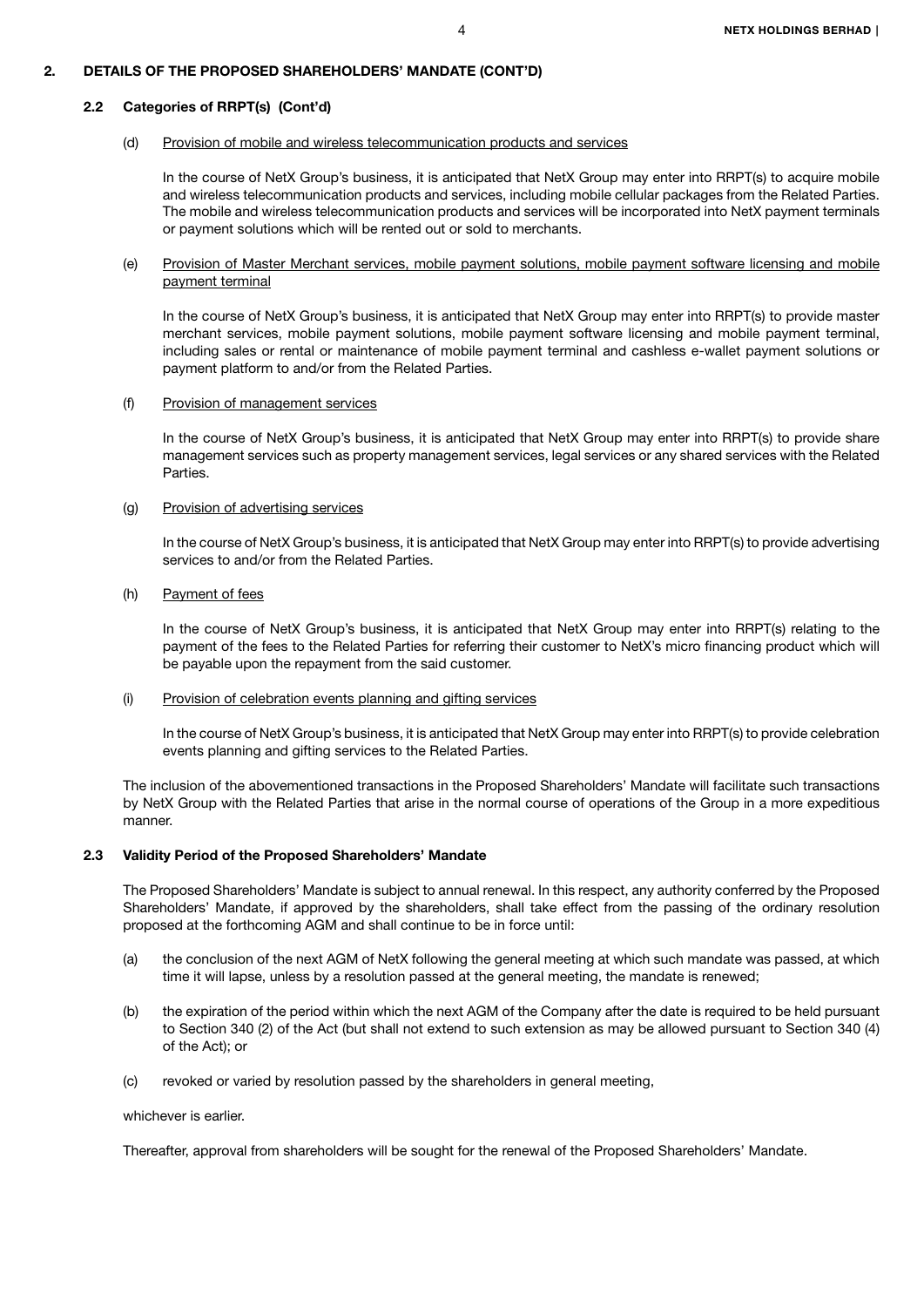## 2. DETAILS OF THE PROPOSED SHAREHOLDERS' MANDATE (CONT'D)

### 2.2 Categories of RRPT(s) (Cont'd)

(d) Provision of mobile and wireless telecommunication products and services

In the course of NetX Group's business, it is anticipated that NetX Group may enter into RRPT(s) to acquire mobile and wireless telecommunication products and services, including mobile cellular packages from the Related Parties. The mobile and wireless telecommunication products and services will be incorporated into NetX payment terminals or payment solutions which will be rented out or sold to merchants.

(e) Provision of Master Merchant services, mobile payment solutions, mobile payment software licensing and mobile payment terminal

In the course of NetX Group's business, it is anticipated that NetX Group may enter into RRPT(s) to provide master merchant services, mobile payment solutions, mobile payment software licensing and mobile payment terminal, including sales or rental or maintenance of mobile payment terminal and cashless e-wallet payment solutions or payment platform to and/or from the Related Parties.

(f) Provision of management services

In the course of NetX Group's business, it is anticipated that NetX Group may enter into RRPT(s) to provide share management services such as property management services, legal services or any shared services with the Related Parties.

(g) Provision of advertising services

In the course of NetX Group's business, it is anticipated that NetX Group may enter into RRPT(s) to provide advertising services to and/or from the Related Parties.

(h) Payment of fees

In the course of NetX Group's business, it is anticipated that NetX Group may enter into RRPT(s) relating to the payment of the fees to the Related Parties for referring their customer to NetX's micro financing product which will be payable upon the repayment from the said customer.

(i) Provision of celebration events planning and gifting services

In the course of NetX Group's business, it is anticipated that NetX Group may enter into RRPT(s) to provide celebration events planning and gifting services to the Related Parties.

The inclusion of the abovementioned transactions in the Proposed Shareholders' Mandate will facilitate such transactions by NetX Group with the Related Parties that arise in the normal course of operations of the Group in a more expeditious manner.

### 2.3 Validity Period of the Proposed Shareholders' Mandate

The Proposed Shareholders' Mandate is subject to annual renewal. In this respect, any authority conferred by the Proposed Shareholders' Mandate, if approved by the shareholders, shall take effect from the passing of the ordinary resolution proposed at the forthcoming AGM and shall continue to be in force until:

(a) the conclusion of the next AGM of NetX following the general meeting at which such mandate was passed, at which time it will lapse, unless by a resolution passed at the general meeting, the mandate is renewed;

(b) the expiration of the period within which the next AGM of the Company after the date is required to be held pursuant to Section 340 (2) of the Act (but shall not extend to such extension as may be allowed pursuant to Section 340 (4) of the Act); or

(c) revoked or varied by resolution passed by the shareholders in general meeting,

whichever is earlier.

Thereafter, approval from shareholders will be sought for the renewal of the Proposed Shareholders' Mandate.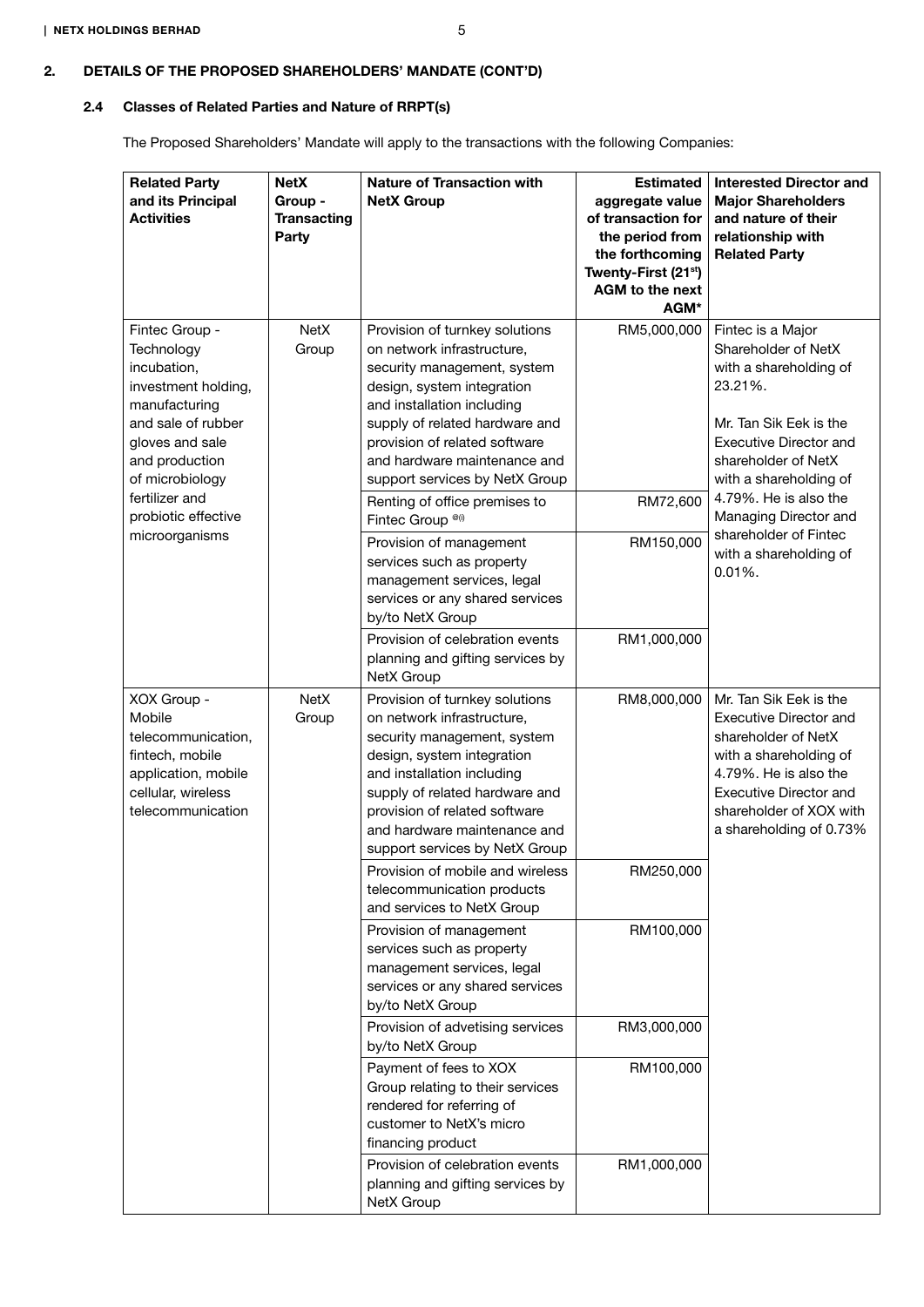## 2. DETAILS OF THE PROPOSED SHAREHOLDERS' MANDATE (CONT'D)

### 2.4 Classes of Related Parties and Nature of RRPT(s)

The Proposed Shareholders' Mandate will apply to the transactions with the following Companies:

| Related Party and its Principal Activities | NetX Group - Transacting Party | Nature of Transaction with NetX Group | Estimated aggregate value of transaction for the period from the forthcoming Twenty-First (21st) AGM to the next AGM* | Interested Director and Major Shareholders and nature of their relationship with Related Party |
|---|---|---|---|---|
| Fintec Group - Technology incubation, investment holding, manufacturing and sale of rubber gloves and sale and production of microbiology fertilizer and probiotic effective microorganisms | NetX Group | Provision of turnkey solutions on network infrastructure, security management, system design, system integration and installation including supply of related hardware and provision of related software and hardware maintenance and support services by NetX Group | RM5,000,000 | Fintec is a Major Shareholder of NetX with a shareholding of 23.21%.<br><br>Mr. Tan Sik Eek is the Executive Director and shareholder of NetX with a shareholding of 4.79%. He is also the Managing Director and shareholder of Fintec with a shareholding of 0.01%. |
| | | Renting of office premises to Fintec Group @(i) | RM72,600 | |
| | | Provision of management services such as property management services, legal services or any shared services by/to NetX Group | RM150,000 | |
| | | Provision of celebration events planning and gifting services by NetX Group | RM1,000,000 | |
| XOX Group - Mobile telecommunication, fintech, mobile application, mobile cellular, wireless telecommunication | NetX Group | Provision of turnkey solutions on network infrastructure, security management, system design, system integration and installation including supply of related hardware and provision of related software and hardware maintenance and support services by NetX Group | RM8,000,000 | Mr. Tan Sik Eek is the Executive Director and shareholder of NetX with a shareholding of 4.79%. He is also the Executive Director and shareholder of XOX with a shareholding of 0.73% |
| | | Provision of mobile and wireless telecommunication products and services to NetX Group | RM250,000 | |
| | | Provision of management services such as property management services, legal services or any shared services by/to NetX Group | RM100,000 | |
| | | Provision of advetising services by/to NetX Group | RM3,000,000 | |
| | | Payment of fees to XOX Group relating to their services rendered for referring of customer to NetX's micro financing product | RM100,000 | |
| | | Provision of celebration events planning and gifting services by NetX Group | RM1,000,000 | |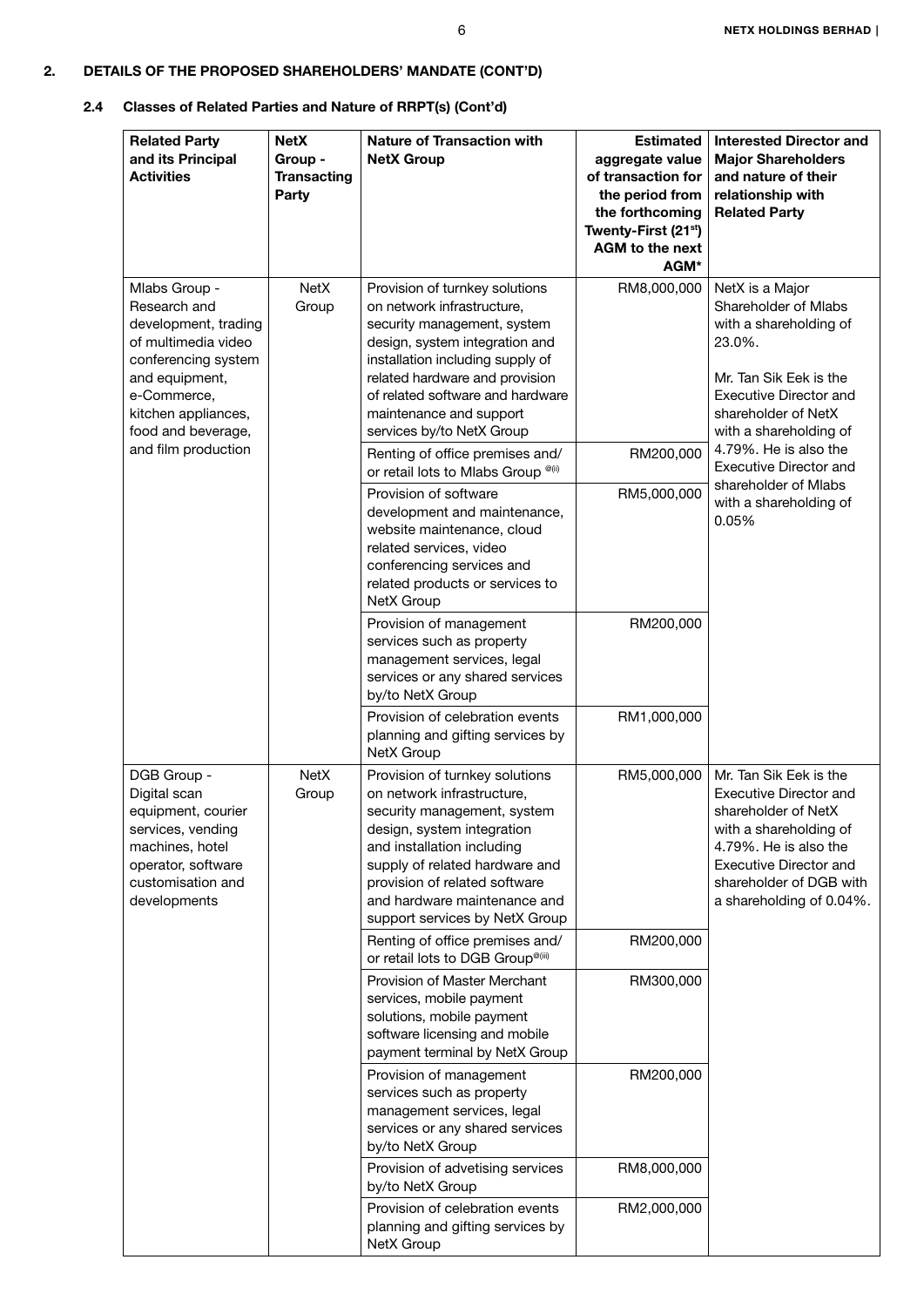## 2. DETAILS OF THE PROPOSED SHAREHOLDERS' MANDATE (CONT'D)

### 2.4 Classes of Related Parties and Nature of RRPT(s) (Cont'd)

| Related Party and its Principal Activities | NetX Group - Transacting Party | Nature of Transaction with NetX Group | Estimated aggregate value of transaction for the period from the forthcoming Twenty-First (21st) AGM to the next AGM* | Interested Director and Major Shareholders and nature of their relationship with Related Party |
|---|---|---|---|---|
| Mlabs Group - Research and development, trading of multimedia video conferencing system and equipment, e-Commerce, kitchen appliances, food and beverage, and film production | NetX Group | Provision of turnkey solutions on network infrastructure, security management, system design, system integration and installation including supply of related hardware and provision of related software and hardware maintenance and support services by/to NetX Group | RM8,000,000 | NetX is a Major Shareholder of Mlabs with a shareholding of 23.0%. Mr. Tan Sik Eek is the Executive Director and shareholder of NetX with a shareholding of 4.79%. He is also the Executive Director and shareholder of Mlabs with a shareholding of 0.05% |
| | | Renting of office premises and/ or retail lots to Mlabs Group @(ii) | RM200,000 | |
| | | Provision of software development and maintenance, website maintenance, cloud related services, video conferencing services and related products or services to NetX Group | RM5,000,000 | |
| | | Provision of management services such as property management services, legal services or any shared services by/to NetX Group | RM200,000 | |
| | | Provision of celebration events planning and gifting services by NetX Group | RM1,000,000 | |
| DGB Group - Digital scan equipment, courier services, vending machines, hotel operator, software customisation and developments | NetX Group | Provision of turnkey solutions on network infrastructure, security management, system design, system integration and installation including supply of related hardware and provision of related software and hardware maintenance and support services by NetX Group | RM5,000,000 | Mr. Tan Sik Eek is the Executive Director and shareholder of NetX with a shareholding of 4.79%. He is also the Executive Director and shareholder of DGB with a shareholding of 0.04%. |
| | | Renting of office premises and/ or retail lots to DGB Group@(iii) | RM200,000 | |
| | | Provision of Master Merchant services, mobile payment solutions, mobile payment software licensing and mobile payment terminal by NetX Group | RM300,000 | |
| | | Provision of management services such as property management services, legal services or any shared services by/to NetX Group | RM200,000 | |
| | | Provision of advetising services by/to NetX Group | RM8,000,000 | |
| | | Provision of celebration events planning and gifting services by NetX Group | RM2,000,000 | |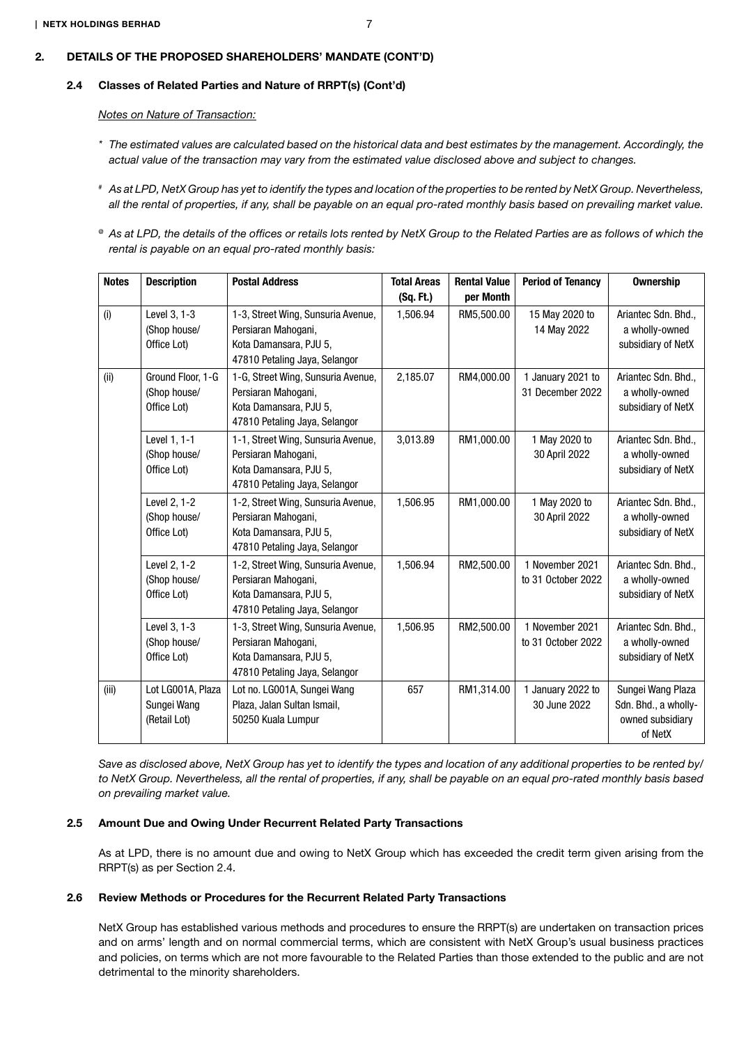## 2. DETAILS OF THE PROPOSED SHAREHOLDERS' MANDATE (CONT'D)

### 2.4 Classes of Related Parties and Nature of RRPT(s) (Cont'd)

*Notes on Nature of Transaction:*

\* *The estimated values are calculated based on the historical data and best estimates by the management. Accordingly, the actual value of the transaction may vary from the estimated value disclosed above and subject to changes.*

\# *As at LPD, NetX Group has yet to identify the types and location of the properties to be rented by NetX Group. Nevertheless, all the rental of properties, if any, shall be payable on an equal pro-rated monthly basis based on prevailing market value.*

@ *As at LPD, the details of the offices or retails lots rented by NetX Group to the Related Parties are as follows of which the rental is payable on an equal pro-rated monthly basis:*

| Notes | Description | Postal Address | Total Areas (Sq. Ft.) | Rental Value per Month | Period of Tenancy | Ownership |
|---|---|---|---|---|---|---|
| (i) | Level 3, 1-3 (Shop house/ Office Lot) | 1-3, Street Wing, Sunsuria Avenue, Persiaran Mahogani, Kota Damansara, PJU 5, 47810 Petaling Jaya, Selangor | 1,506.94 | RM5,500.00 | 15 May 2020 to 14 May 2022 | Ariantec Sdn. Bhd., a wholly-owned subsidiary of NetX |
| (ii) | Ground Floor, 1-G (Shop house/ Office Lot) | 1-G, Street Wing, Sunsuria Avenue, Persiaran Mahogani, Kota Damansara, PJU 5, 47810 Petaling Jaya, Selangor | 2,185.07 | RM4,000.00 | 1 January 2021 to 31 December 2022 | Ariantec Sdn. Bhd., a wholly-owned subsidiary of NetX |
| | Level 1, 1-1 (Shop house/ Office Lot) | 1-1, Street Wing, Sunsuria Avenue, Persiaran Mahogani, Kota Damansara, PJU 5, 47810 Petaling Jaya, Selangor | 3,013.89 | RM1,000.00 | 1 May 2020 to 30 April 2022 | Ariantec Sdn. Bhd., a wholly-owned subsidiary of NetX |
| | Level 2, 1-2 (Shop house/ Office Lot) | 1-2, Street Wing, Sunsuria Avenue, Persiaran Mahogani, Kota Damansara, PJU 5, 47810 Petaling Jaya, Selangor | 1,506.95 | RM1,000.00 | 1 May 2020 to 30 April 2022 | Ariantec Sdn. Bhd., a wholly-owned subsidiary of NetX |
| | Level 2, 1-2 (Shop house/ Office Lot) | 1-2, Street Wing, Sunsuria Avenue, Persiaran Mahogani, Kota Damansara, PJU 5, 47810 Petaling Jaya, Selangor | 1,506.94 | RM2,500.00 | 1 November 2021 to 31 October 2022 | Ariantec Sdn. Bhd., a wholly-owned subsidiary of NetX |
| | Level 3, 1-3 (Shop house/ Office Lot) | 1-3, Street Wing, Sunsuria Avenue, Persiaran Mahogani, Kota Damansara, PJU 5, 47810 Petaling Jaya, Selangor | 1,506.95 | RM2,500.00 | 1 November 2021 to 31 October 2022 | Ariantec Sdn. Bhd., a wholly-owned subsidiary of NetX |
| (iii) | Lot LG001A, Plaza Sungei Wang (Retail Lot) | Lot no. LG001A, Sungei Wang Plaza, Jalan Sultan Ismail, 50250 Kuala Lumpur | 657 | RM1,314.00 | 1 January 2022 to 30 June 2022 | Sungei Wang Plaza Sdn. Bhd., a wholly-owned subsidiary of NetX |

*Save as disclosed above, NetX Group has yet to identify the types and location of any additional properties to be rented by/ to NetX Group. Nevertheless, all the rental of properties, if any, shall be payable on an equal pro-rated monthly basis based on prevailing market value.*

### 2.5 Amount Due and Owing Under Recurrent Related Party Transactions

As at LPD, there is no amount due and owing to NetX Group which has exceeded the credit term given arising from the RRPT(s) as per Section 2.4.

### 2.6 Review Methods or Procedures for the Recurrent Related Party Transactions

NetX Group has established various methods and procedures to ensure the RRPT(s) are undertaken on transaction prices and on arms' length and on normal commercial terms, which are consistent with NetX Group's usual business practices and policies, on terms which are not more favourable to the Related Parties than those extended to the public and are not detrimental to the minority shareholders.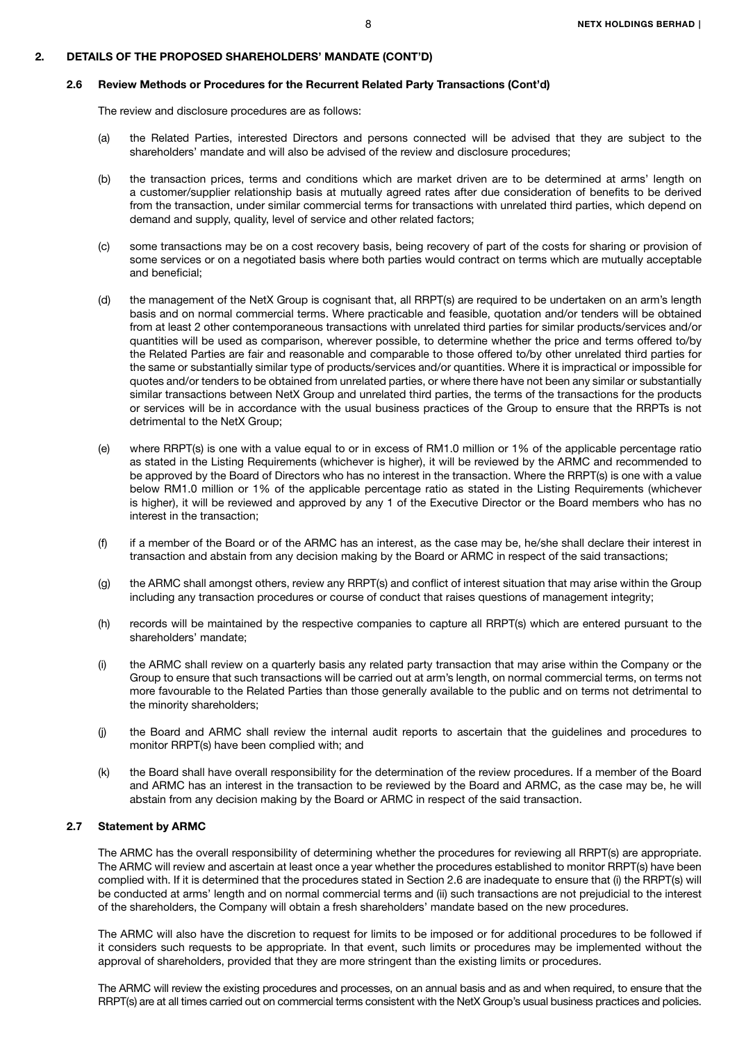## 2. DETAILS OF THE PROPOSED SHAREHOLDERS' MANDATE (CONT'D)

### 2.6 Review Methods or Procedures for the Recurrent Related Party Transactions (Cont'd)

The review and disclosure procedures are as follows:

(a) the Related Parties, interested Directors and persons connected will be advised that they are subject to the shareholders' mandate and will also be advised of the review and disclosure procedures;

(b) the transaction prices, terms and conditions which are market driven are to be determined at arms' length on a customer/supplier relationship basis at mutually agreed rates after due consideration of benefits to be derived from the transaction, under similar commercial terms for transactions with unrelated third parties, which depend on demand and supply, quality, level of service and other related factors;

(c) some transactions may be on a cost recovery basis, being recovery of part of the costs for sharing or provision of some services or on a negotiated basis where both parties would contract on terms which are mutually acceptable and beneficial;

(d) the management of the NetX Group is cognisant that, all RRPT(s) are required to be undertaken on an arm's length basis and on normal commercial terms. Where practicable and feasible, quotation and/or tenders will be obtained from at least 2 other contemporaneous transactions with unrelated third parties for similar products/services and/or quantities will be used as comparison, wherever possible, to determine whether the price and terms offered to/by the Related Parties are fair and reasonable and comparable to those offered to/by other unrelated third parties for the same or substantially similar type of products/services and/or quantities. Where it is impractical or impossible for quotes and/or tenders to be obtained from unrelated parties, or where there have not been any similar or substantially similar transactions between NetX Group and unrelated third parties, the terms of the transactions for the products or services will be in accordance with the usual business practices of the Group to ensure that the RRPTs is not detrimental to the NetX Group;

(e) where RRPT(s) is one with a value equal to or in excess of RM1.0 million or 1% of the applicable percentage ratio as stated in the Listing Requirements (whichever is higher), it will be reviewed by the ARMC and recommended to be approved by the Board of Directors who has no interest in the transaction. Where the RRPT(s) is one with a value below RM1.0 million or 1% of the applicable percentage ratio as stated in the Listing Requirements (whichever is higher), it will be reviewed and approved by any 1 of the Executive Director or the Board members who has no interest in the transaction;

(f) if a member of the Board or of the ARMC has an interest, as the case may be, he/she shall declare their interest in transaction and abstain from any decision making by the Board or ARMC in respect of the said transactions;

(g) the ARMC shall amongst others, review any RRPT(s) and conflict of interest situation that may arise within the Group including any transaction procedures or course of conduct that raises questions of management integrity;

(h) records will be maintained by the respective companies to capture all RRPT(s) which are entered pursuant to the shareholders' mandate;

(i) the ARMC shall review on a quarterly basis any related party transaction that may arise within the Company or the Group to ensure that such transactions will be carried out at arm's length, on normal commercial terms, on terms not more favourable to the Related Parties than those generally available to the public and on terms not detrimental to the minority shareholders;

(j) the Board and ARMC shall review the internal audit reports to ascertain that the guidelines and procedures to monitor RRPT(s) have been complied with; and

(k) the Board shall have overall responsibility for the determination of the review procedures. If a member of the Board and ARMC has an interest in the transaction to be reviewed by the Board and ARMC, as the case may be, he will abstain from any decision making by the Board or ARMC in respect of the said transaction.

### 2.7 Statement by ARMC

The ARMC has the overall responsibility of determining whether the procedures for reviewing all RRPT(s) are appropriate. The ARMC will review and ascertain at least once a year whether the procedures established to monitor RRPT(s) have been complied with. If it is determined that the procedures stated in Section 2.6 are inadequate to ensure that (i) the RRPT(s) will be conducted at arms' length and on normal commercial terms and (ii) such transactions are not prejudicial to the interest of the shareholders, the Company will obtain a fresh shareholders' mandate based on the new procedures.

The ARMC will also have the discretion to request for limits to be imposed or for additional procedures to be followed if it considers such requests to be appropriate. In that event, such limits or procedures may be implemented without the approval of shareholders, provided that they are more stringent than the existing limits or procedures.

The ARMC will review the existing procedures and processes, on an annual basis and as and when required, to ensure that the RRPT(s) are at all times carried out on commercial terms consistent with the NetX Group's usual business practices and policies.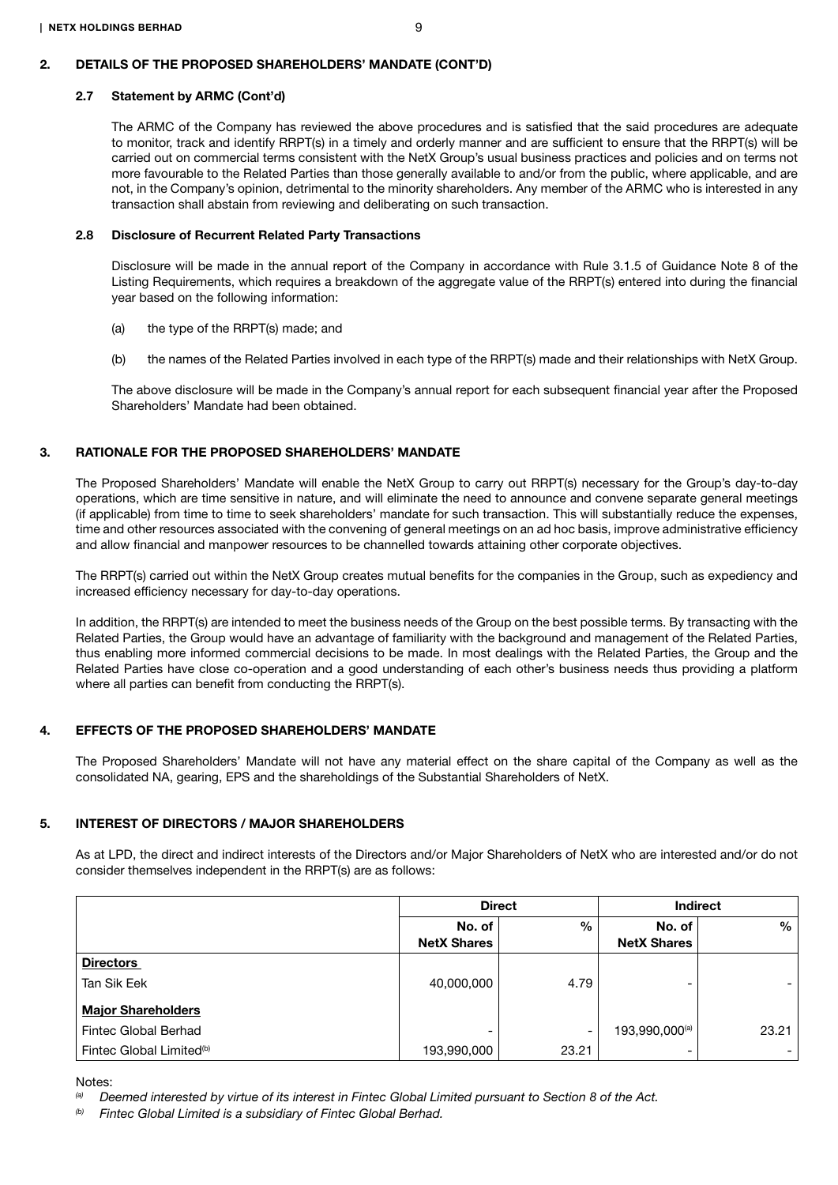## 2. DETAILS OF THE PROPOSED SHAREHOLDERS' MANDATE (CONT'D)

### 2.7 Statement by ARMC (Cont'd)

The ARMC of the Company has reviewed the above procedures and is satisfied that the said procedures are adequate to monitor, track and identify RRPT(s) in a timely and orderly manner and are sufficient to ensure that the RRPT(s) will be carried out on commercial terms consistent with the NetX Group's usual business practices and policies and on terms not more favourable to the Related Parties than those generally available to and/or from the public, where applicable, and are not, in the Company's opinion, detrimental to the minority shareholders. Any member of the ARMC who is interested in any transaction shall abstain from reviewing and deliberating on such transaction.

### 2.8 Disclosure of Recurrent Related Party Transactions

Disclosure will be made in the annual report of the Company in accordance with Rule 3.1.5 of Guidance Note 8 of the Listing Requirements, which requires a breakdown of the aggregate value of the RRPT(s) entered into during the financial year based on the following information:

(a) the type of the RRPT(s) made; and

(b) the names of the Related Parties involved in each type of the RRPT(s) made and their relationships with NetX Group.

The above disclosure will be made in the Company's annual report for each subsequent financial year after the Proposed Shareholders' Mandate had been obtained.

## 3. RATIONALE FOR THE PROPOSED SHAREHOLDERS' MANDATE

The Proposed Shareholders' Mandate will enable the NetX Group to carry out RRPT(s) necessary for the Group's day-to-day operations, which are time sensitive in nature, and will eliminate the need to announce and convene separate general meetings (if applicable) from time to time to seek shareholders' mandate for such transaction. This will substantially reduce the expenses, time and other resources associated with the convening of general meetings on an ad hoc basis, improve administrative efficiency and allow financial and manpower resources to be channelled towards attaining other corporate objectives.

The RRPT(s) carried out within the NetX Group creates mutual benefits for the companies in the Group, such as expediency and increased efficiency necessary for day-to-day operations.

In addition, the RRPT(s) are intended to meet the business needs of the Group on the best possible terms. By transacting with the Related Parties, the Group would have an advantage of familiarity with the background and management of the Related Parties, thus enabling more informed commercial decisions to be made. In most dealings with the Related Parties, the Group and the Related Parties have close co-operation and a good understanding of each other's business needs thus providing a platform where all parties can benefit from conducting the RRPT(s).

## 4. EFFECTS OF THE PROPOSED SHAREHOLDERS' MANDATE

The Proposed Shareholders' Mandate will not have any material effect on the share capital of the Company as well as the consolidated NA, gearing, EPS and the shareholdings of the Substantial Shareholders of NetX.

## 5. INTEREST OF DIRECTORS / MAJOR SHAREHOLDERS

As at LPD, the direct and indirect interests of the Directors and/or Major Shareholders of NetX who are interested and/or do not consider themselves independent in the RRPT(s) are as follows:

| | Direct | | Indirect | |
|---|---|---|---|---|
| | No. of NetX Shares | % | No. of NetX Shares | % |
| **Directors** | | | | |
| Tan Sik Eek | 40,000,000 | 4.79 | - | - |
| **Major Shareholders** | | | | |
| Fintec Global Berhad | - | - | 193,990,000[(a)] | 23.21 |
| Fintec Global Limited[(b)] | 193,990,000 | 23.21 | - | - |

Notes:

[(a)] *Deemed interested by virtue of its interest in Fintec Global Limited pursuant to Section 8 of the Act.*

[(b)] *Fintec Global Limited is a subsidiary of Fintec Global Berhad.*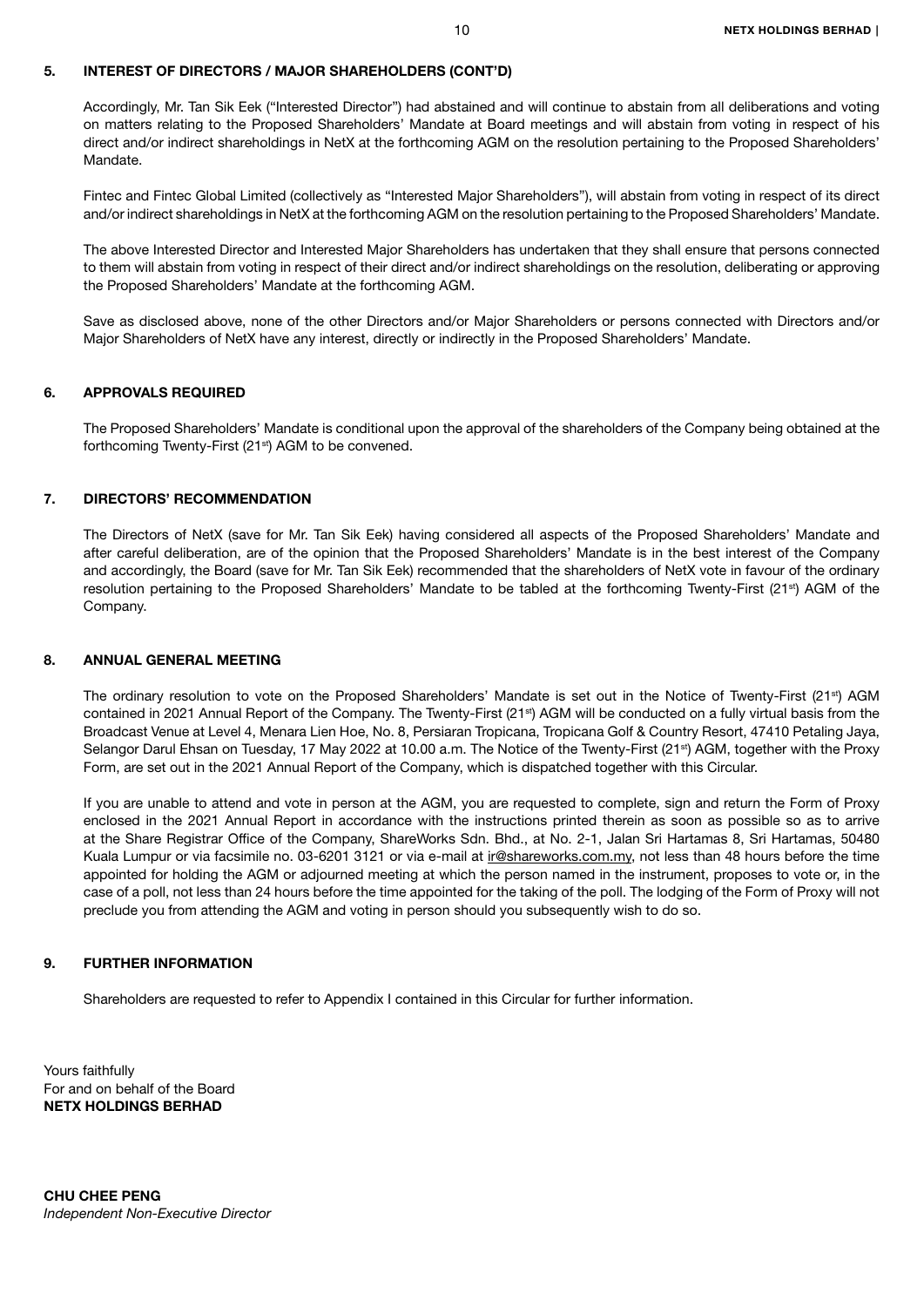## 5. INTEREST OF DIRECTORS / MAJOR SHAREHOLDERS (CONT'D)

Accordingly, Mr. Tan Sik Eek ("Interested Director") had abstained and will continue to abstain from all deliberations and voting on matters relating to the Proposed Shareholders' Mandate at Board meetings and will abstain from voting in respect of his direct and/or indirect shareholdings in NetX at the forthcoming AGM on the resolution pertaining to the Proposed Shareholders' Mandate.

Fintec and Fintec Global Limited (collectively as "Interested Major Shareholders"), will abstain from voting in respect of its direct and/or indirect shareholdings in NetX at the forthcoming AGM on the resolution pertaining to the Proposed Shareholders' Mandate.

The above Interested Director and Interested Major Shareholders has undertaken that they shall ensure that persons connected to them will abstain from voting in respect of their direct and/or indirect shareholdings on the resolution, deliberating or approving the Proposed Shareholders' Mandate at the forthcoming AGM.

Save as disclosed above, none of the other Directors and/or Major Shareholders or persons connected with Directors and/or Major Shareholders of NetX have any interest, directly or indirectly in the Proposed Shareholders' Mandate.

## 6. APPROVALS REQUIRED

The Proposed Shareholders' Mandate is conditional upon the approval of the shareholders of the Company being obtained at the forthcoming Twenty-First (21st) AGM to be convened.

## 7. DIRECTORS' RECOMMENDATION

The Directors of NetX (save for Mr. Tan Sik Eek) having considered all aspects of the Proposed Shareholders' Mandate and after careful deliberation, are of the opinion that the Proposed Shareholders' Mandate is in the best interest of the Company and accordingly, the Board (save for Mr. Tan Sik Eek) recommended that the shareholders of NetX vote in favour of the ordinary resolution pertaining to the Proposed Shareholders' Mandate to be tabled at the forthcoming Twenty-First (21st) AGM of the Company.

## 8. ANNUAL GENERAL MEETING

The ordinary resolution to vote on the Proposed Shareholders' Mandate is set out in the Notice of Twenty-First (21st) AGM contained in 2021 Annual Report of the Company. The Twenty-First (21st) AGM will be conducted on a fully virtual basis from the Broadcast Venue at Level 4, Menara Lien Hoe, No. 8, Persiaran Tropicana, Tropicana Golf & Country Resort, 47410 Petaling Jaya, Selangor Darul Ehsan on Tuesday, 17 May 2022 at 10.00 a.m. The Notice of the Twenty-First (21st) AGM, together with the Proxy Form, are set out in the 2021 Annual Report of the Company, which is dispatched together with this Circular.

If you are unable to attend and vote in person at the AGM, you are requested to complete, sign and return the Form of Proxy enclosed in the 2021 Annual Report in accordance with the instructions printed therein as soon as possible so as to arrive at the Share Registrar Office of the Company, ShareWorks Sdn. Bhd., at No. 2-1, Jalan Sri Hartamas 8, Sri Hartamas, 50480 Kuala Lumpur or via facsimile no. 03-6201 3121 or via e-mail at ir@shareworks.com.my, not less than 48 hours before the time appointed for holding the AGM or adjourned meeting at which the person named in the instrument, proposes to vote or, in the case of a poll, not less than 24 hours before the time appointed for the taking of the poll. The lodging of the Form of Proxy will not preclude you from attending the AGM and voting in person should you subsequently wish to do so.

## 9. FURTHER INFORMATION

Shareholders are requested to refer to Appendix I contained in this Circular for further information.

Yours faithfully
For and on behalf of the Board
**NETX HOLDINGS BERHAD**

**CHU CHEE PENG**
*Independent Non-Executive Director*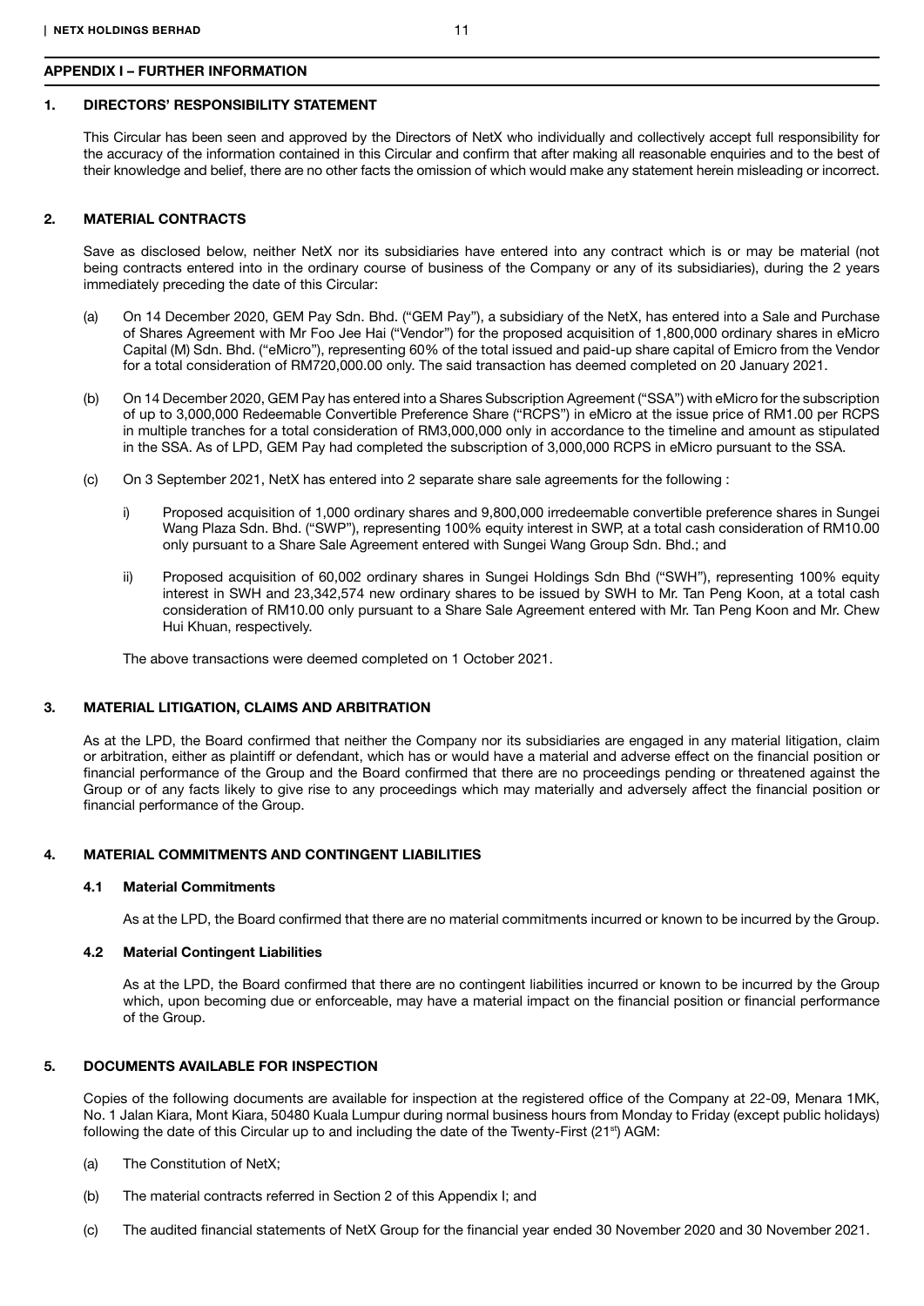## APPENDIX I – FURTHER INFORMATION

### 1. DIRECTORS' RESPONSIBILITY STATEMENT

This Circular has been seen and approved by the Directors of NetX who individually and collectively accept full responsibility for the accuracy of the information contained in this Circular and confirm that after making all reasonable enquiries and to the best of their knowledge and belief, there are no other facts the omission of which would make any statement herein misleading or incorrect.

### 2. MATERIAL CONTRACTS

Save as disclosed below, neither NetX nor its subsidiaries have entered into any contract which is or may be material (not being contracts entered into in the ordinary course of business of the Company or any of its subsidiaries), during the 2 years immediately preceding the date of this Circular:

(a) On 14 December 2020, GEM Pay Sdn. Bhd. ("GEM Pay"), a subsidiary of the NetX, has entered into a Sale and Purchase of Shares Agreement with Mr Foo Jee Hai ("Vendor") for the proposed acquisition of 1,800,000 ordinary shares in eMicro Capital (M) Sdn. Bhd. ("eMicro"), representing 60% of the total issued and paid-up share capital of Emicro from the Vendor for a total consideration of RM720,000.00 only. The said transaction has deemed completed on 20 January 2021.

(b) On 14 December 2020, GEM Pay has entered into a Shares Subscription Agreement ("SSA") with eMicro for the subscription of up to 3,000,000 Redeemable Convertible Preference Share ("RCPS") in eMicro at the issue price of RM1.00 per RCPS in multiple tranches for a total consideration of RM3,000,000 only in accordance to the timeline and amount as stipulated in the SSA. As of LPD, GEM Pay had completed the subscription of 3,000,000 RCPS in eMicro pursuant to the SSA.

(c) On 3 September 2021, NetX has entered into 2 separate share sale agreements for the following :

   i) Proposed acquisition of 1,000 ordinary shares and 9,800,000 irredeemable convertible preference shares in Sungei Wang Plaza Sdn. Bhd. ("SWP"), representing 100% equity interest in SWP, at a total cash consideration of RM10.00 only pursuant to a Share Sale Agreement entered with Sungei Wang Group Sdn. Bhd.; and

   ii) Proposed acquisition of 60,002 ordinary shares in Sungei Holdings Sdn Bhd ("SWH"), representing 100% equity interest in SWH and 23,342,574 new ordinary shares to be issued by SWH to Mr. Tan Peng Koon, at a total cash consideration of RM10.00 only pursuant to a Share Sale Agreement entered with Mr. Tan Peng Koon and Mr. Chew Hui Khuan, respectively.

The above transactions were deemed completed on 1 October 2021.

### 3. MATERIAL LITIGATION, CLAIMS AND ARBITRATION

As at the LPD, the Board confirmed that neither the Company nor its subsidiaries are engaged in any material litigation, claim or arbitration, either as plaintiff or defendant, which has or would have a material and adverse effect on the financial position or financial performance of the Group and the Board confirmed that there are no proceedings pending or threatened against the Group or of any facts likely to give rise to any proceedings which may materially and adversely affect the financial position or financial performance of the Group.

### 4. MATERIAL COMMITMENTS AND CONTINGENT LIABILITIES

#### 4.1 Material Commitments

As at the LPD, the Board confirmed that there are no material commitments incurred or known to be incurred by the Group.

#### 4.2 Material Contingent Liabilities

As at the LPD, the Board confirmed that there are no contingent liabilities incurred or known to be incurred by the Group which, upon becoming due or enforceable, may have a material impact on the financial position or financial performance of the Group.

### 5. DOCUMENTS AVAILABLE FOR INSPECTION

Copies of the following documents are available for inspection at the registered office of the Company at 22-09, Menara 1MK, No. 1 Jalan Kiara, Mont Kiara, 50480 Kuala Lumpur during normal business hours from Monday to Friday (except public holidays) following the date of this Circular up to and including the date of the Twenty-First (21st) AGM:

(a) The Constitution of NetX;

(b) The material contracts referred in Section 2 of this Appendix I; and

(c) The audited financial statements of NetX Group for the financial year ended 30 November 2020 and 30 November 2021.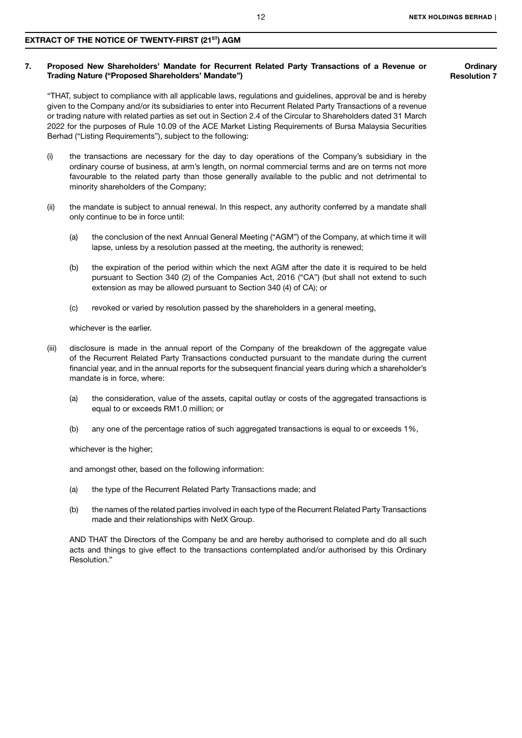## EXTRACT OF THE NOTICE OF TWENTY-FIRST (21ST) AGM

**7. Proposed New Shareholders' Mandate for Recurrent Related Party Transactions of a Revenue or Trading Nature ("Proposed Shareholders' Mandate")** **Ordinary Resolution 7**

"THAT, subject to compliance with all applicable laws, regulations and guidelines, approval be and is hereby given to the Company and/or its subsidiaries to enter into Recurrent Related Party Transactions of a revenue or trading nature with related parties as set out in Section 2.4 of the Circular to Shareholders dated 31 March 2022 for the purposes of Rule 10.09 of the ACE Market Listing Requirements of Bursa Malaysia Securities Berhad ("Listing Requirements"), subject to the following:

(i) the transactions are necessary for the day to day operations of the Company's subsidiary in the ordinary course of business, at arm's length, on normal commercial terms and are on terms not more favourable to the related party than those generally available to the public and not detrimental to minority shareholders of the Company;

(ii) the mandate is subject to annual renewal. In this respect, any authority conferred by a mandate shall only continue to be in force until:

(a) the conclusion of the next Annual General Meeting ("AGM") of the Company, at which time it will lapse, unless by a resolution passed at the meeting, the authority is renewed;

(b) the expiration of the period within which the next AGM after the date it is required to be held pursuant to Section 340 (2) of the Companies Act, 2016 ("CA") (but shall not extend to such extension as may be allowed pursuant to Section 340 (4) of CA); or

(c) revoked or varied by resolution passed by the shareholders in a general meeting,

whichever is the earlier.

(iii) disclosure is made in the annual report of the Company of the breakdown of the aggregate value of the Recurrent Related Party Transactions conducted pursuant to the mandate during the current financial year, and in the annual reports for the subsequent financial years during which a shareholder's mandate is in force, where:

(a) the consideration, value of the assets, capital outlay or costs of the aggregated transactions is equal to or exceeds RM1.0 million; or

(b) any one of the percentage ratios of such aggregated transactions is equal to or exceeds 1%,

whichever is the higher;

and amongst other, based on the following information:

(a) the type of the Recurrent Related Party Transactions made; and

(b) the names of the related parties involved in each type of the Recurrent Related Party Transactions made and their relationships with NetX Group.

AND THAT the Directors of the Company be and are hereby authorised to complete and do all such acts and things to give effect to the transactions contemplated and/or authorised by this Ordinary Resolution."